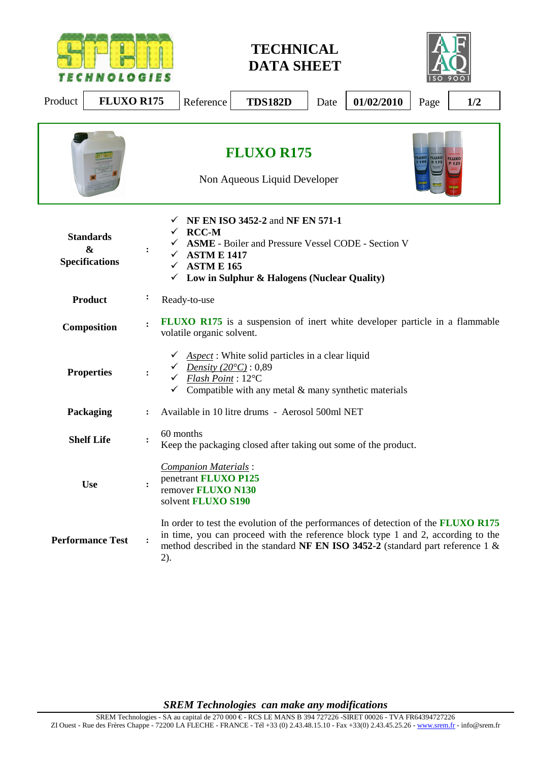# TECHNICAL DATA SHEET

| Product | FLUXO R175 | Reference | TDS182D | Date | 01/02/2010 | Page | 1/2 |
|---|---|---|---|---|---|---|---|

## FLUXO R175

Non Aqueous Liquid Developer

**Standards & Specifications** :

- ✓ **NF EN ISO 3452-2** and **NF EN 571-1**
- ✓ **RCC-M**
- ✓ **ASME** - Boiler and Pressure Vessel CODE - Section V
- ✓ **ASTM E 1417**
- ✓ **ASTM E 165**
- ✓ **Low in Sulphur & Halogens (Nuclear Quality)**

**Product** : Ready-to-use

**Composition** : **FLUXO R175** is a suspension of inert white developer particle in a flammable volatile organic solvent.

**Properties** :

- ✓ *Aspect* : White solid particles in a clear liquid
- ✓ *Density (20°C)* : 0,89
- ✓ *Flash Point* : 12°C
- ✓ Compatible with any metal & many synthetic materials

**Packaging** : Available in 10 litre drums - Aerosol 500ml NET

**Shelf Life** : 60 months
Keep the packaging closed after taking out some of the product.

**Use** : *Companion Materials* :
penetrant **FLUXO P125**
remover **FLUXO N130**
solvent **FLUXO S190**

**Performance Test** : In order to test the evolution of the performances of detection of the **FLUXO R175** in time, you can proceed with the reference block type 1 and 2, according to the method described in the standard **NF EN ISO 3452-2** (standard part reference 1 & 2).

***SREM Technologies can make any modifications***

SREM Technologies - SA au capital de 270 000 € - RCS LE MANS B 394 727226 -SIRET 00026 - TVA FR64394727226
ZI Ouest - Rue des Frères Chappe - 72200 LA FLECHE - FRANCE - Tél +33 (0) 2.43.48.15.10 - Fax +33(0) 2.43.45.25.26 - www.srem.fr - info@srem.fr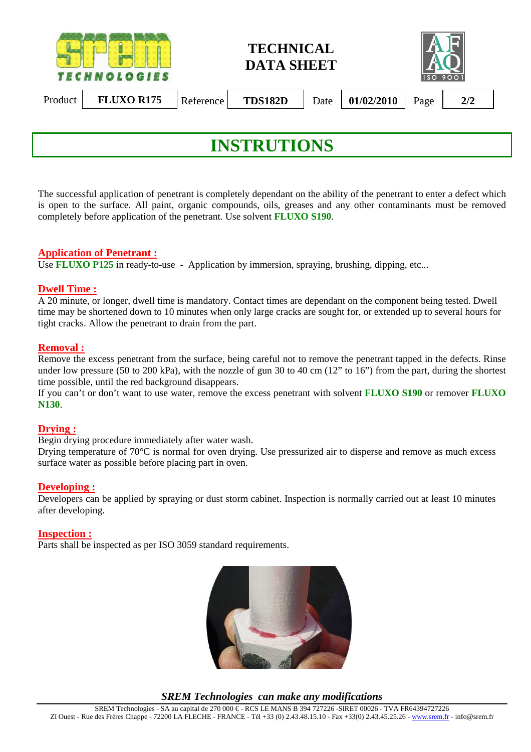| Product | FLUXO R175 | Reference | TDS182D | Date | 01/02/2010 | Page | 2/2 |
|---|---|---|---|---|---|---|---|

# INSTRUTIONS

The successful application of penetrant is completely dependant on the ability of the penetrant to enter a defect which is open to the surface. All paint, organic compounds, oils, greases and any other contaminants must be removed completely before application of the penetrant. Use solvent **FLUXO S190**.

## Application of Penetrant :

Use **FLUXO P125** in ready-to-use - Application by immersion, spraying, brushing, dipping, etc...

## Dwell Time :

A 20 minute, or longer, dwell time is mandatory. Contact times are dependant on the component being tested. Dwell time may be shortened down to 10 minutes when only large cracks are sought for, or extended up to several hours for tight cracks. Allow the penetrant to drain from the part.

## Removal :

Remove the excess penetrant from the surface, being careful not to remove the penetrant tapped in the defects. Rinse under low pressure (50 to 200 kPa), with the nozzle of gun 30 to 40 cm (12" to 16") from the part, during the shortest time possible, until the red background disappears.

If you can't or don't want to use water, remove the excess penetrant with solvent **FLUXO S190** or remover **FLUXO N130**.

## Drying :

Begin drying procedure immediately after water wash.

Drying temperature of 70°C is normal for oven drying. Use pressurized air to disperse and remove as much excess surface water as possible before placing part in oven.

## Developing :

Developers can be applied by spraying or dust storm cabinet. Inspection is normally carried out at least 10 minutes after developing.

## Inspection :

Parts shall be inspected as per ISO 3059 standard requirements.

***SREM Technologies can make any modifications***

SREM Technologies - SA au capital de 270 000 € - RCS LE MANS B 394 727226 -SIRET 00026 - TVA FR64394727226
ZI Ouest - Rue des Frères Chappe - 72200 LA FLECHE - FRANCE - Tél +33 (0) 2.43.48.15.10 - Fax +33(0) 2.43.45.25.26 - www.srem.fr - info@srem.fr